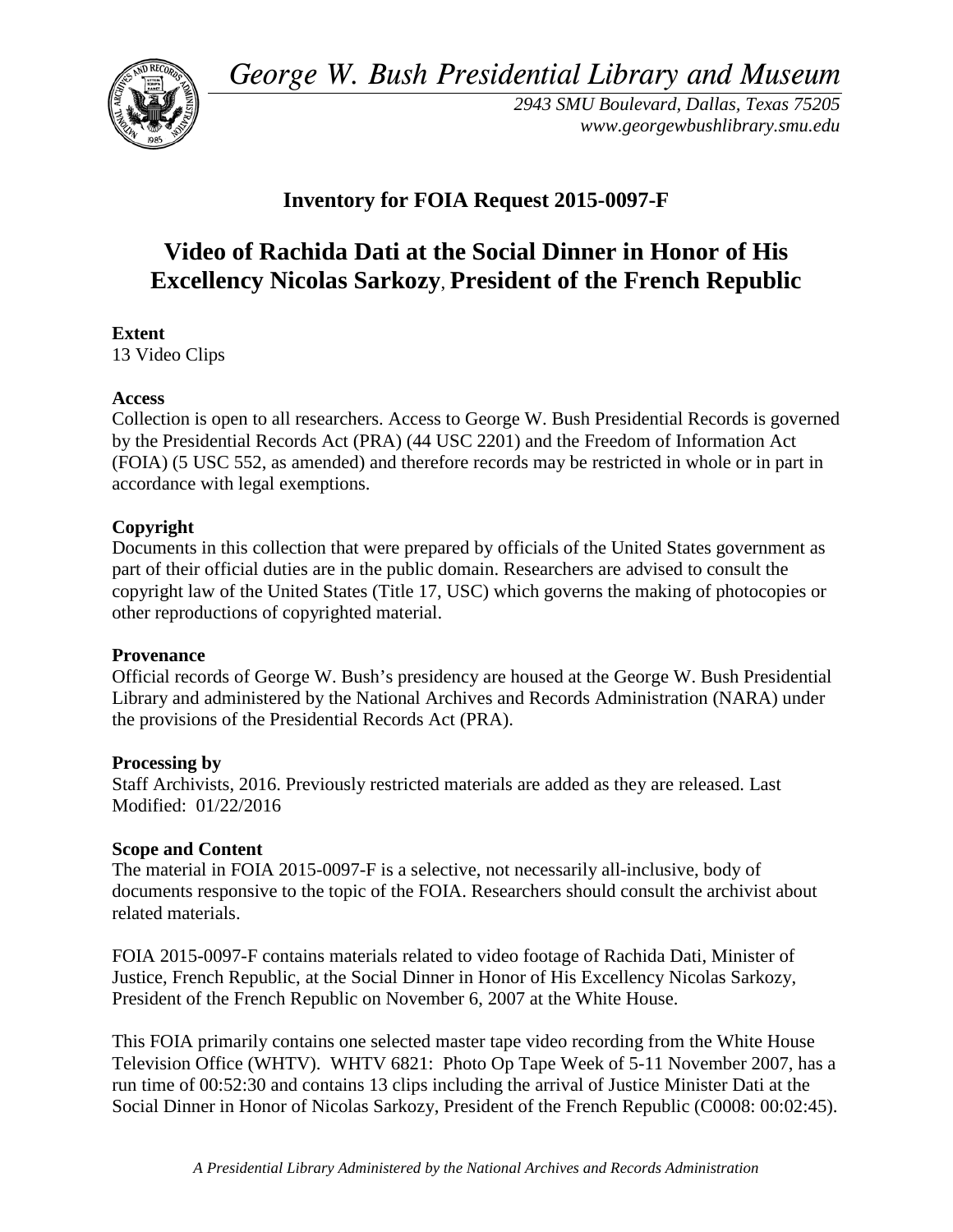*George W. Bush Presidential Library and Museum*

*2943 SMU Boulevard, Dallas, Texas 75205*
*www.georgewbushlibrary.smu.edu*

## Inventory for FOIA Request 2015-0097-F

# Video of Rachida Dati at the Social Dinner in Honor of His Excellency Nicolas Sarkozy, President of the French Republic

**Extent**
13 Video Clips

**Access**
Collection is open to all researchers. Access to George W. Bush Presidential Records is governed by the Presidential Records Act (PRA) (44 USC 2201) and the Freedom of Information Act (FOIA) (5 USC 552, as amended) and therefore records may be restricted in whole or in part in accordance with legal exemptions.

**Copyright**
Documents in this collection that were prepared by officials of the United States government as part of their official duties are in the public domain. Researchers are advised to consult the copyright law of the United States (Title 17, USC) which governs the making of photocopies or other reproductions of copyrighted material.

**Provenance**
Official records of George W. Bush's presidency are housed at the George W. Bush Presidential Library and administered by the National Archives and Records Administration (NARA) under the provisions of the Presidential Records Act (PRA).

**Processing by**
Staff Archivists, 2016. Previously restricted materials are added as they are released. Last Modified: 01/22/2016

**Scope and Content**
The material in FOIA 2015-0097-F is a selective, not necessarily all-inclusive, body of documents responsive to the topic of the FOIA. Researchers should consult the archivist about related materials.

FOIA 2015-0097-F contains materials related to video footage of Rachida Dati, Minister of Justice, French Republic, at the Social Dinner in Honor of His Excellency Nicolas Sarkozy, President of the French Republic on November 6, 2007 at the White House.

This FOIA primarily contains one selected master tape video recording from the White House Television Office (WHTV). WHTV 6821: Photo Op Tape Week of 5-11 November 2007, has a run time of 00:52:30 and contains 13 clips including the arrival of Justice Minister Dati at the Social Dinner in Honor of Nicolas Sarkozy, President of the French Republic (C0008: 00:02:45).

*A Presidential Library Administered by the National Archives and Records Administration*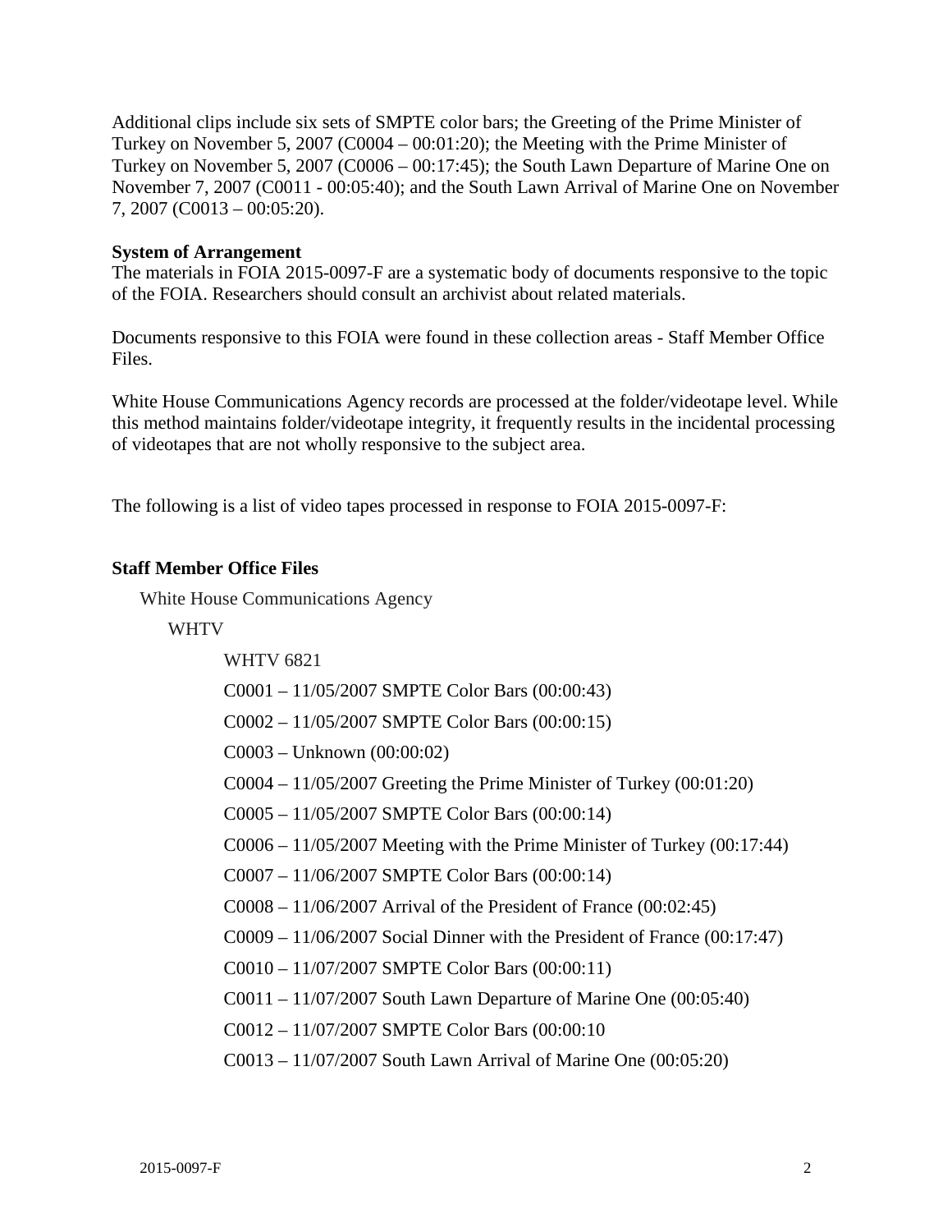Additional clips include six sets of SMPTE color bars; the Greeting of the Prime Minister of Turkey on November 5, 2007 (C0004 – 00:01:20); the Meeting with the Prime Minister of Turkey on November 5, 2007 (C0006 – 00:17:45); the South Lawn Departure of Marine One on November 7, 2007 (C0011 - 00:05:40); and the South Lawn Arrival of Marine One on November 7, 2007 (C0013 – 00:05:20).

**System of Arrangement**

The materials in FOIA 2015-0097-F are a systematic body of documents responsive to the topic of the FOIA. Researchers should consult an archivist about related materials.

Documents responsive to this FOIA were found in these collection areas - Staff Member Office Files.

White House Communications Agency records are processed at the folder/videotape level. While this method maintains folder/videotape integrity, it frequently results in the incidental processing of videotapes that are not wholly responsive to the subject area.

The following is a list of video tapes processed in response to FOIA 2015-0097-F:

**Staff Member Office Files**

White House Communications Agency

WHTV

WHTV 6821

C0001 – 11/05/2007 SMPTE Color Bars (00:00:43)

C0002 – 11/05/2007 SMPTE Color Bars (00:00:15)

C0003 – Unknown (00:00:02)

C0004 – 11/05/2007 Greeting the Prime Minister of Turkey (00:01:20)

C0005 – 11/05/2007 SMPTE Color Bars (00:00:14)

C0006 – 11/05/2007 Meeting with the Prime Minister of Turkey (00:17:44)

C0007 – 11/06/2007 SMPTE Color Bars (00:00:14)

C0008 – 11/06/2007 Arrival of the President of France (00:02:45)

C0009 – 11/06/2007 Social Dinner with the President of France (00:17:47)

C0010 – 11/07/2007 SMPTE Color Bars (00:00:11)

C0011 – 11/07/2007 South Lawn Departure of Marine One (00:05:40)

C0012 – 11/07/2007 SMPTE Color Bars (00:00:10

C0013 – 11/07/2007 South Lawn Arrival of Marine One (00:05:20)